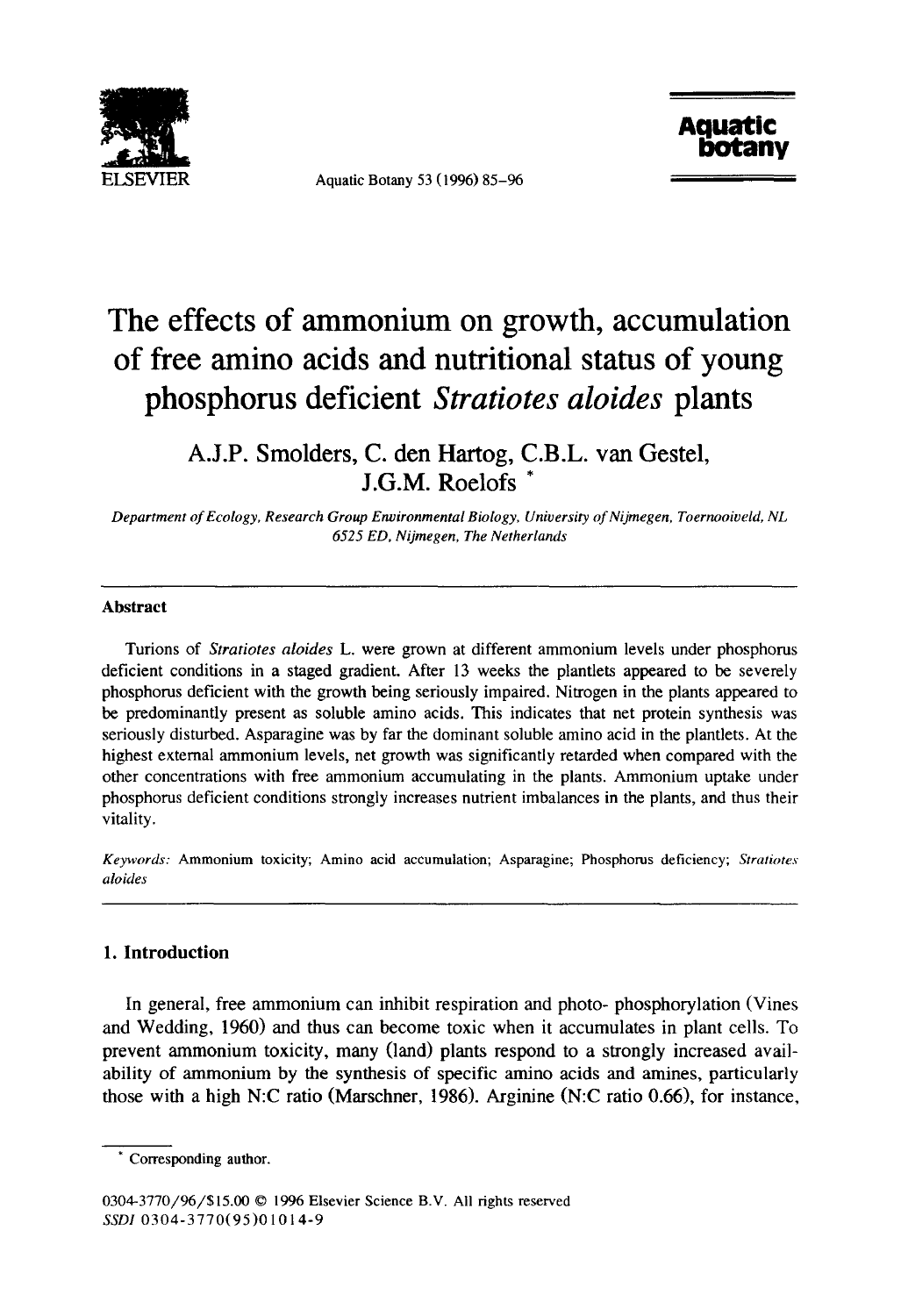# The effects of ammonium on growth, accumulation of free amino acids and nutritional status of young phosphorus deficient *Stratiotes aloides* plants

A.J.P. Smolders, C. den Hartog, C.B.L. van Gestel, J.G.M. Roelofs *

*Department of Ecology, Research Group Environmental Biology, University of Nijmegen, Toernooiveld, NL 6525 ED, Nijmegen, The Netherlands*

## Abstract

Turions of *Stratiotes aloides* L. were grown at different ammonium levels under phosphorus deficient conditions in a staged gradient. After 13 weeks the plantlets appeared to be severely phosphorus deficient with the growth being seriously impaired. Nitrogen in the plants appeared to be predominantly present as soluble amino acids. This indicates that net protein synthesis was seriously disturbed. Asparagine was by far the dominant soluble amino acid in the plantlets. At the highest external ammonium levels, net growth was significantly retarded when compared with the other concentrations with free ammonium accumulating in the plants. Ammonium uptake under phosphorus deficient conditions strongly increases nutrient imbalances in the plants, and thus their vitality.

*Keywords:* Ammonium toxicity; Amino acid accumulation; Asparagine; Phosphorus deficiency; *Stratiotes aloides*

## 1. Introduction

In general, free ammonium can inhibit respiration and photo- phosphorylation (Vines and Wedding, 1960) and thus can become toxic when it accumulates in plant cells. To prevent ammonium toxicity, many (land) plants respond to a strongly increased availability of ammonium by the synthesis of specific amino acids and amines, particularly those with a high N:C ratio (Marschner, 1986). Arginine (N:C ratio 0.66), for instance,

* Corresponding author.

0304-3770/96/$15.00 © 1996 Elsevier Science B.V. All rights reserved
SSDI 0304-3770(95)01014-9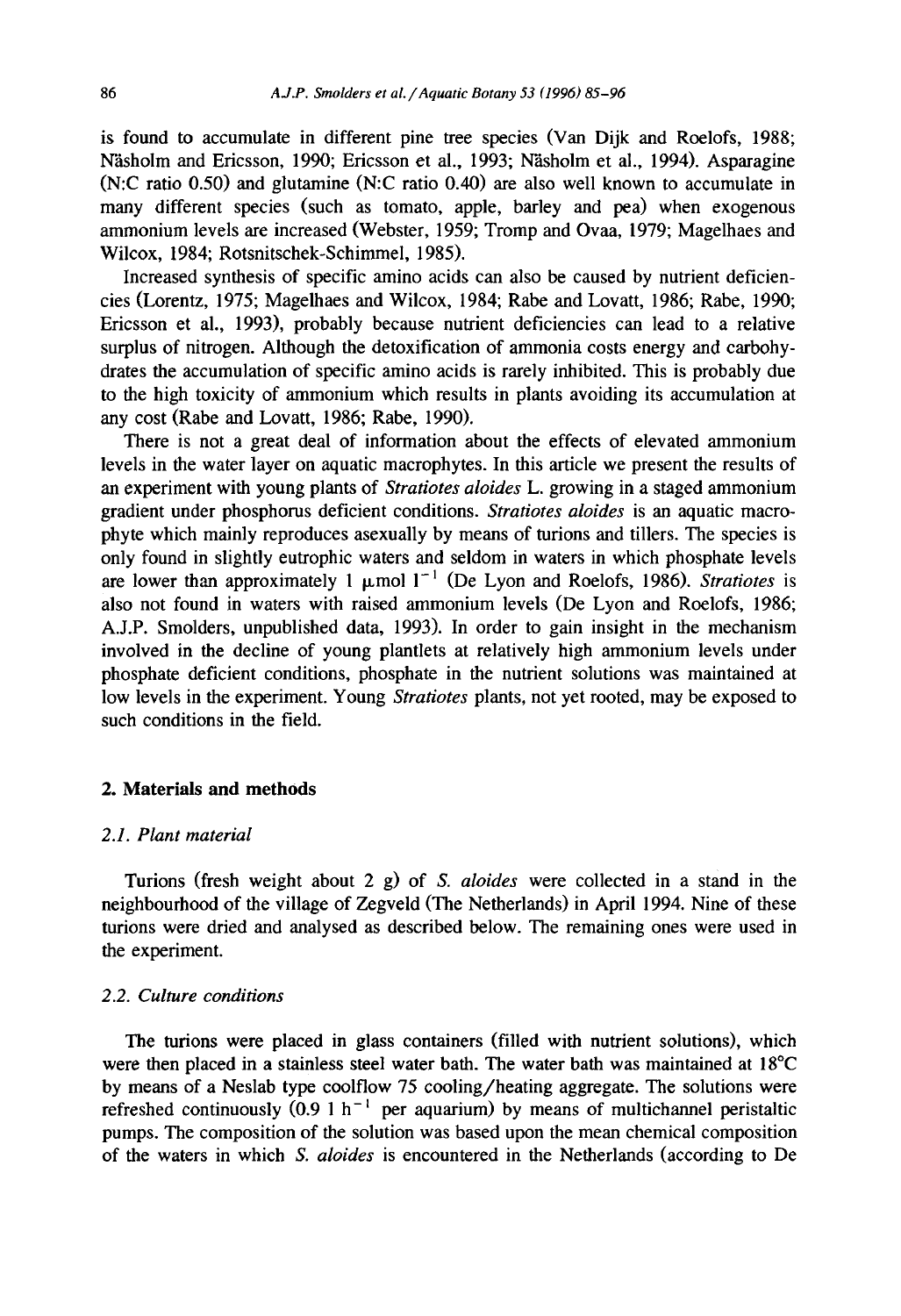is found to accumulate in different pine tree species (Van Dijk and Roelofs, 1988; Näsholm and Ericsson, 1990; Ericsson et al., 1993; Näsholm et al., 1994). Asparagine (N:C ratio 0.50) and glutamine (N:C ratio 0.40) are also well known to accumulate in many different species (such as tomato, apple, barley and pea) when exogenous ammonium levels are increased (Webster, 1959; Tromp and Ovaa, 1979; Magelhaes and Wilcox, 1984; Rotsnitschek-Schimmel, 1985).

Increased synthesis of specific amino acids can also be caused by nutrient deficiencies (Lorentz, 1975; Magelhaes and Wilcox, 1984; Rabe and Lovatt, 1986; Rabe, 1990; Ericsson et al., 1993), probably because nutrient deficiencies can lead to a relative surplus of nitrogen. Although the detoxification of ammonia costs energy and carbohydrates the accumulation of specific amino acids is rarely inhibited. This is probably due to the high toxicity of ammonium which results in plants avoiding its accumulation at any cost (Rabe and Lovatt, 1986; Rabe, 1990).

There is not a great deal of information about the effects of elevated ammonium levels in the water layer on aquatic macrophytes. In this article we present the results of an experiment with young plants of *Stratiotes aloides* L. growing in a staged ammonium gradient under phosphorus deficient conditions. *Stratiotes aloides* is an aquatic macrophyte which mainly reproduces asexually by means of turions and tillers. The species is only found in slightly eutrophic waters and seldom in waters in which phosphate levels are lower than approximately 1 $\mu$mol $l^{-1}$ (De Lyon and Roelofs, 1986). *Stratiotes* is also not found in waters with raised ammonium levels (De Lyon and Roelofs, 1986; A.J.P. Smolders, unpublished data, 1993). In order to gain insight in the mechanism involved in the decline of young plantlets at relatively high ammonium levels under phosphate deficient conditions, phosphate in the nutrient solutions was maintained at low levels in the experiment. Young *Stratiotes* plants, not yet rooted, may be exposed to such conditions in the field.

## 2. Materials and methods

### 2.1. Plant material

Turions (fresh weight about 2 g) of *S. aloides* were collected in a stand in the neighbourhood of the village of Zegveld (The Netherlands) in April 1994. Nine of these turions were dried and analysed as described below. The remaining ones were used in the experiment.

### 2.2. Culture conditions

The turions were placed in glass containers (filled with nutrient solutions), which were then placed in a stainless steel water bath. The water bath was maintained at 18°C by means of a Neslab type coolflow 75 cooling/heating aggregate. The solutions were refreshed continuously (0.9 l $h^{-1}$ per aquarium) by means of multichannel peristaltic pumps. The composition of the solution was based upon the mean chemical composition of the waters in which *S. aloides* is encountered in the Netherlands (according to De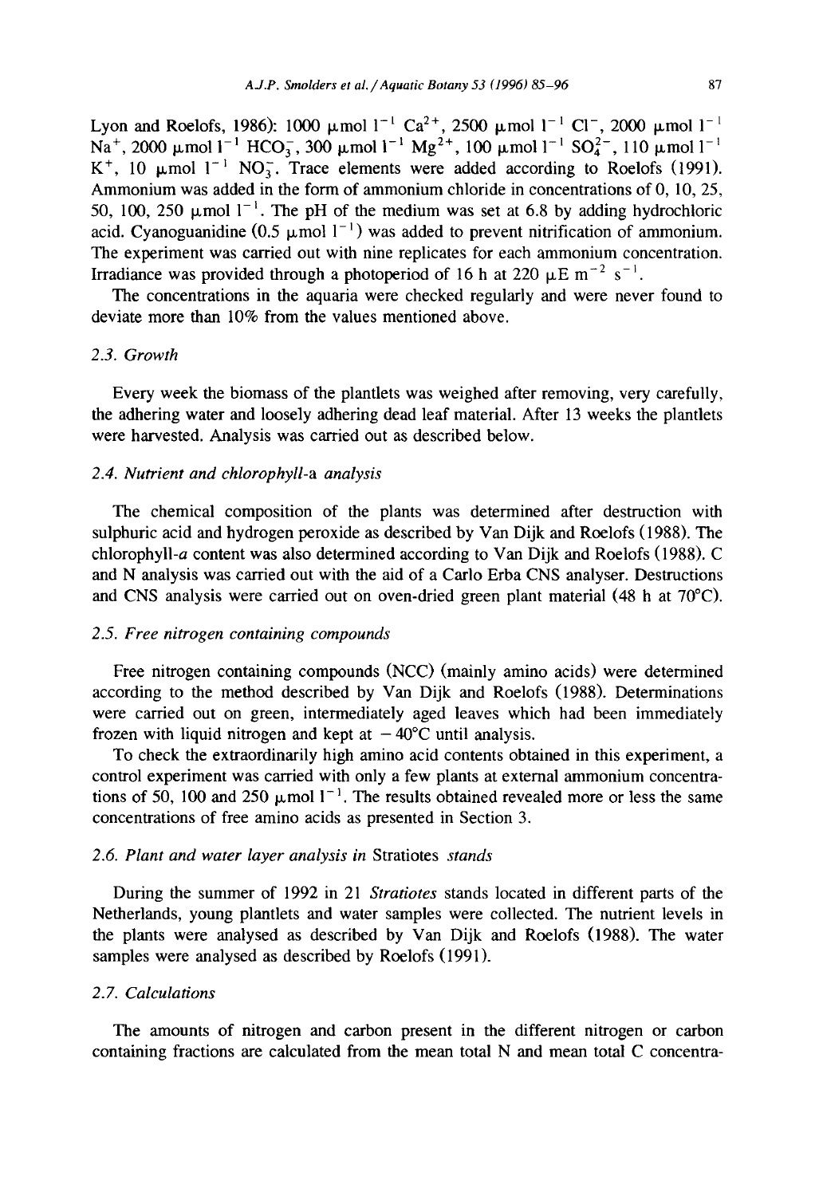Lyon and Roelofs, 1986): 1000 $\mu$mol $l^{-1}$ $Ca^{2+}$, 2500 $\mu$mol $l^{-1}$ $Cl^{-}$, 2000 $\mu$mol $l^{-1}$ $Na^{+}$, 2000 $\mu$mol $l^{-1}$ $HCO_3^{-}$, 300 $\mu$mol $l^{-1}$ $Mg^{2+}$, 100 $\mu$mol $l^{-1}$ $SO_4^{2-}$, 110 $\mu$mol $l^{-1}$ $K^{+}$, 10 $\mu$mol $l^{-1}$ $NO_3^{-}$. Trace elements were added according to Roelofs (1991). Ammonium was added in the form of ammonium chloride in concentrations of 0, 10, 25, 50, 100, 250 $\mu$mol $l^{-1}$. The pH of the medium was set at 6.8 by adding hydrochloric acid. Cyanoguanidine (0.5 $\mu$mol $l^{-1}$) was added to prevent nitrification of ammonium. The experiment was carried out with nine replicates for each ammonium concentration. Irradiance was provided through a photoperiod of 16 h at 220 $\mu$E $m^{-2}$ $s^{-1}$.

The concentrations in the aquaria were checked regularly and were never found to deviate more than 10% from the values mentioned above.

### 2.3. Growth

Every week the biomass of the plantlets was weighed after removing, very carefully, the adhering water and loosely adhering dead leaf material. After 13 weeks the plantlets were harvested. Analysis was carried out as described below.

### 2.4. Nutrient and chlorophyll-*a* analysis

The chemical composition of the plants was determined after destruction with sulphuric acid and hydrogen peroxide as described by Van Dijk and Roelofs (1988). The chlorophyll-*a* content was also determined according to Van Dijk and Roelofs (1988). C and N analysis was carried out with the aid of a Carlo Erba CNS analyser. Destructions and CNS analysis were carried out on oven-dried green plant material (48 h at 70°C).

### 2.5. Free nitrogen containing compounds

Free nitrogen containing compounds (NCC) (mainly amino acids) were determined according to the method described by Van Dijk and Roelofs (1988). Determinations were carried out on green, intermediately aged leaves which had been immediately frozen with liquid nitrogen and kept at −40°C until analysis.

To check the extraordinarily high amino acid contents obtained in this experiment, a control experiment was carried with only a few plants at external ammonium concentrations of 50, 100 and 250 $\mu$mol $l^{-1}$. The results obtained revealed more or less the same concentrations of free amino acids as presented in Section 3.

### 2.6. Plant and water layer analysis in *Stratiotes* stands

During the summer of 1992 in 21 *Stratiotes* stands located in different parts of the Netherlands, young plantlets and water samples were collected. The nutrient levels in the plants were analysed as described by Van Dijk and Roelofs (1988). The water samples were analysed as described by Roelofs (1991).

### 2.7. Calculations

The amounts of nitrogen and carbon present in the different nitrogen or carbon containing fractions are calculated from the mean total N and mean total C concentra-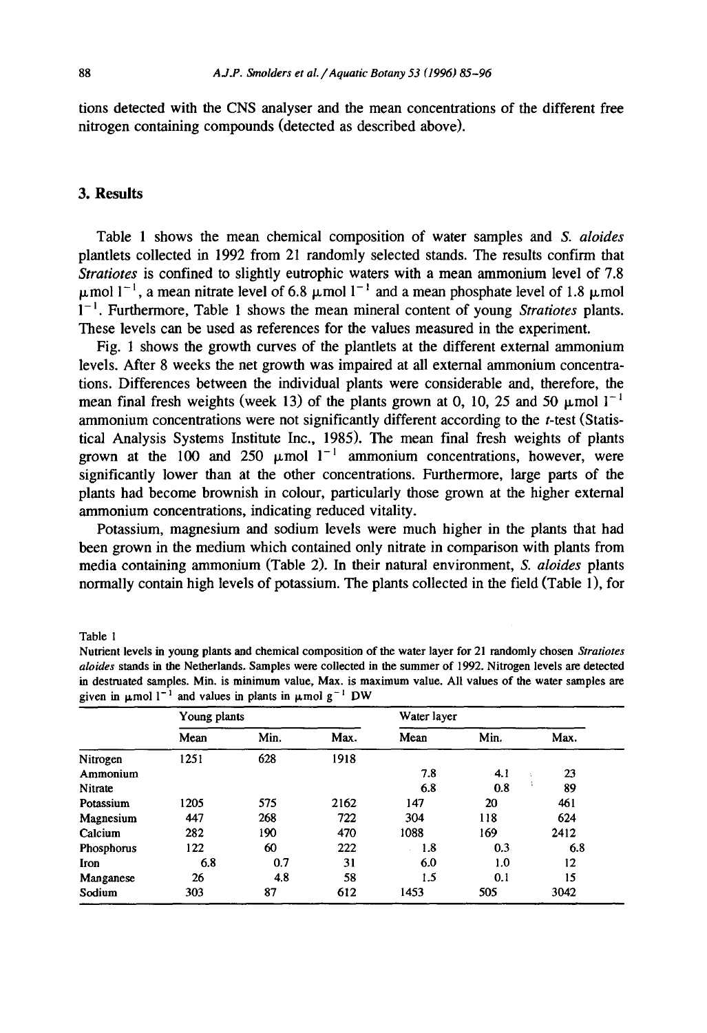tions detected with the CNS analyser and the mean concentrations of the different free nitrogen containing compounds (detected as described above).

## 3. Results

Table 1 shows the mean chemical composition of water samples and *S. aloides* plantlets collected in 1992 from 21 randomly selected stands. The results confirm that *Stratiotes* is confined to slightly eutrophic waters with a mean ammonium level of 7.8 $\mu$mol $l^{-1}$, a mean nitrate level of 6.8 $\mu$mol $l^{-1}$ and a mean phosphate level of 1.8 $\mu$mol $l^{-1}$. Furthermore, Table 1 shows the mean mineral content of young *Stratiotes* plants. These levels can be used as references for the values measured in the experiment.

Fig. 1 shows the growth curves of the plantlets at the different external ammonium levels. After 8 weeks the net growth was impaired at all external ammonium concentrations. Differences between the individual plants were considerable and, therefore, the mean final fresh weights (week 13) of the plants grown at 0, 10, 25 and 50 $\mu$mol $l^{-1}$ ammonium concentrations were not significantly different according to the *t*-test (Statistical Analysis Systems Institute Inc., 1985). The mean final fresh weights of plants grown at the 100 and 250 $\mu$mol $l^{-1}$ ammonium concentrations, however, were significantly lower than at the other concentrations. Furthermore, large parts of the plants had become brownish in colour, particularly those grown at the higher external ammonium concentrations, indicating reduced vitality.

Potassium, magnesium and sodium levels were much higher in the plants that had been grown in the medium which contained only nitrate in comparison with plants from media containing ammonium (Table 2). In their natural environment, *S. aloides* plants normally contain high levels of potassium. The plants collected in the field (Table 1), for

Table 1
Nutrient levels in young plants and chemical composition of the water layer for 21 randomly chosen *Stratiotes aloides* stands in the Netherlands. Samples were collected in the summer of 1992. Nitrogen levels are detected in destruated samples. Min. is minimum value, Max. is maximum value. All values of the water samples are given in $\mu$mol $l^{-1}$ and values in plants in $\mu$mol $g^{-1}$ DW

| | Young plants | | | Water layer | | |
|---|---|---|---|---|---|---|
| | Mean | Min. | Max. | Mean | Min. | Max. |
| Nitrogen | 1251 | 628 | 1918 | | | |
| Ammonium | | | | 7.8 | 4.1 | 23 |
| Nitrate | | | | 6.8 | 0.8 | 89 |
| Potassium | 1205 | 575 | 2162 | 147 | 20 | 461 |
| Magnesium | 447 | 268 | 722 | 304 | 118 | 624 |
| Calcium | 282 | 190 | 470 | 1088 | 169 | 2412 |
| Phosphorus | 122 | 60 | 222 | 1.8 | 0.3 | 6.8 |
| Iron | 6.8 | 0.7 | 31 | 6.0 | 1.0 | 12 |
| Manganese | 26 | 4.8 | 58 | 1.5 | 0.1 | 15 |
| Sodium | 303 | 87 | 612 | 1453 | 505 | 3042 |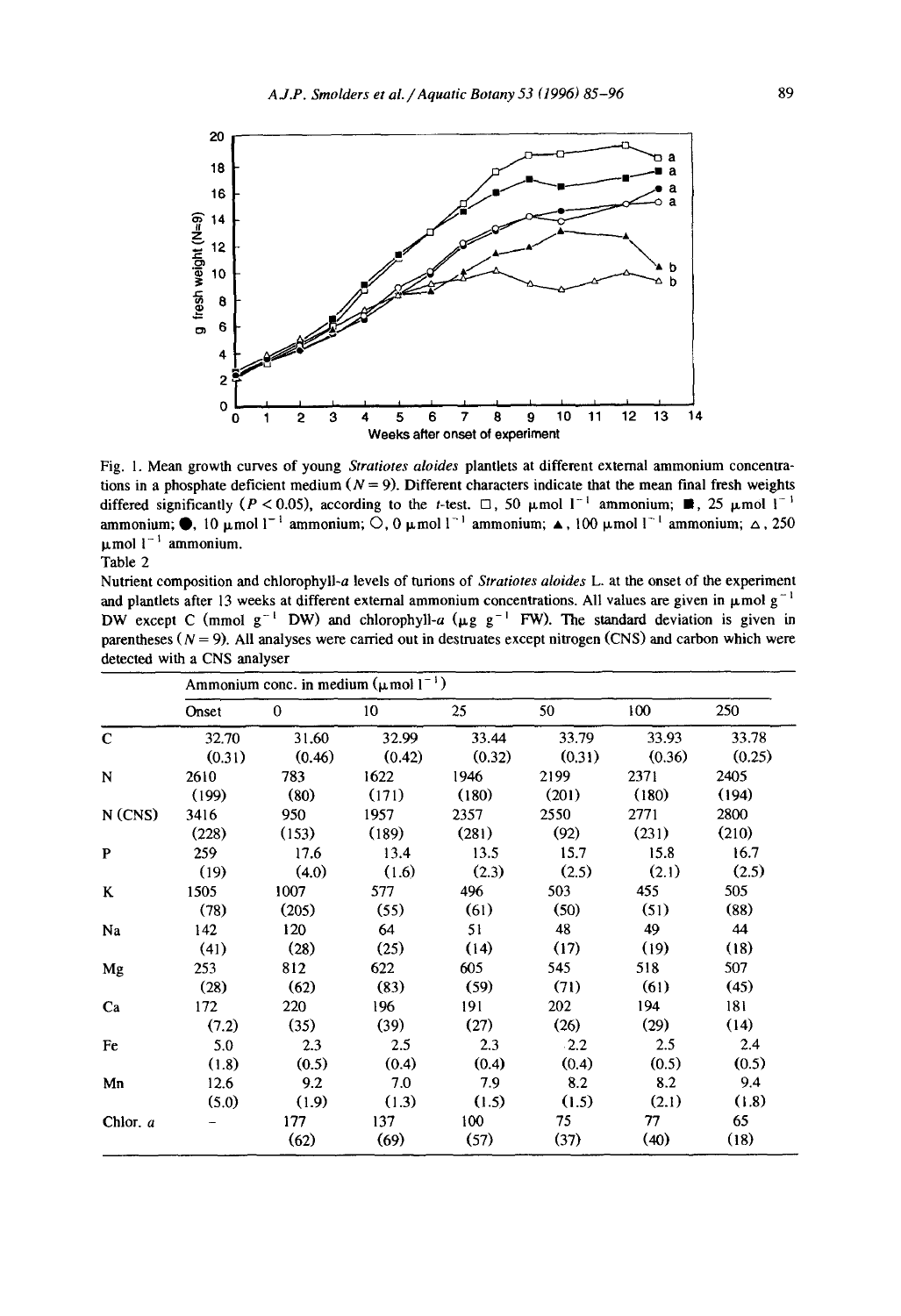Fig. 1. Mean growth curves of young *Stratiotes aloides* plantlets at different external ammonium concentrations in a phosphate deficient medium ($N = 9$). Different characters indicate that the mean final fresh weights differed significantly ($P < 0.05$), according to the *t*-test. □, 50 μmol $l^{-1}$ ammonium; ■, 25 μmol $l^{-1}$ ammonium; ●, 10 μmol $l^{-1}$ ammonium; ○, 0 μmol $l^{-1}$ ammonium; ▲, 100 μmol $l^{-1}$ ammonium; △, 250 μmol $l^{-1}$ ammonium.

Table 2

Nutrient composition and chlorophyll-*a* levels of turions of *Stratiotes aloides* L. at the onset of the experiment and plantlets after 13 weeks at different external ammonium concentrations. All values are given in μmol $g^{-1}$ DW except C (mmol $g^{-1}$ DW) and chlorophyll-*a* (μg $g^{-1}$ FW). The standard deviation is given in parentheses ($N = 9$). All analyses were carried out in destruates except nitrogen (CNS) and carbon which were detected with a CNS analyser

| | Ammonium conc. in medium (μmol $l^{-1}$) | | | | | | |
|---|---|---|---|---|---|---|---|
| | Onset | 0 | 10 | 25 | 50 | 100 | 250 |
| C | 32.70 | 31.60 | 32.99 | 33.44 | 33.79 | 33.93 | 33.78 |
| | (0.31) | (0.46) | (0.42) | (0.32) | (0.31) | (0.36) | (0.25) |
| N | 2610 | 783 | 1622 | 1946 | 2199 | 2371 | 2405 |
| | (199) | (80) | (171) | (180) | (201) | (180) | (194) |
| N (CNS) | 3416 | 950 | 1957 | 2357 | 2550 | 2771 | 2800 |
| | (228) | (153) | (189) | (281) | (92) | (231) | (210) |
| P | 259 | 17.6 | 13.4 | 13.5 | 15.7 | 15.8 | 16.7 |
| | (19) | (4.0) | (1.6) | (2.3) | (2.5) | (2.1) | (2.5) |
| K | 1505 | 1007 | 577 | 496 | 503 | 455 | 505 |
| | (78) | (205) | (55) | (61) | (50) | (51) | (88) |
| Na | 142 | 120 | 64 | 51 | 48 | 49 | 44 |
| | (41) | (28) | (25) | (14) | (17) | (19) | (18) |
| Mg | 253 | 812 | 622 | 605 | 545 | 518 | 507 |
| | (28) | (62) | (83) | (59) | (71) | (61) | (45) |
| Ca | 172 | 220 | 196 | 191 | 202 | 194 | 181 |
| | (7.2) | (35) | (39) | (27) | (26) | (29) | (14) |
| Fe | 5.0 | 2.3 | 2.5 | 2.3 | 2.2 | 2.5 | 2.4 |
| | (1.8) | (0.5) | (0.4) | (0.4) | (0.4) | (0.5) | (0.5) |
| Mn | 12.6 | 9.2 | 7.0 | 7.9 | 8.2 | 8.2 | 9.4 |
| | (5.0) | (1.9) | (1.3) | (1.5) | (1.5) | (2.1) | (1.8) |
| Chlor. *a* | - | 177 | 137 | 100 | 75 | 77 | 65 |
| | | (62) | (69) | (57) | (37) | (40) | (18) |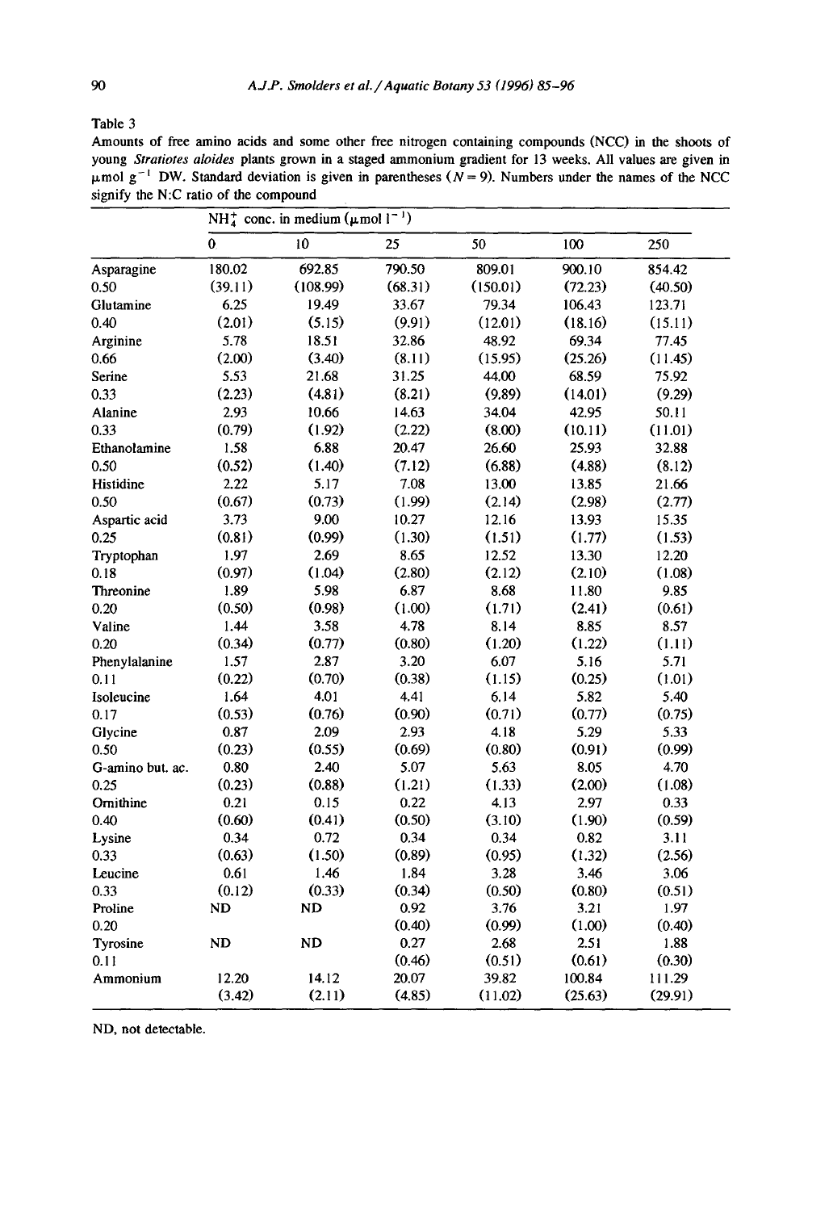Table 3

Amounts of free amino acids and some other free nitrogen containing compounds (NCC) in the shoots of young *Stratiotes aloides* plants grown in a staged ammonium gradient for 13 weeks. All values are given in $\mu mol\ g^{-1}$ DW. Standard deviation is given in parentheses ($N = 9$). Numbers under the names of the NCC signify the N:C ratio of the compound

| | $NH_4^+$ conc. in medium ($\mu mol\ l^{-1}$) | | | | | |
|---|---|---|---|---|---|---|
| | 0 | 10 | 25 | 50 | 100 | 250 |
| Asparagine | 180.02 | 692.85 | 790.50 | 809.01 | 900.10 | 854.42 |
| 0.50 | (39.11) | (108.99) | (68.31) | (150.01) | (72.23) | (40.50) |
| Glutamine | 6.25 | 19.49 | 33.67 | 79.34 | 106.43 | 123.71 |
| 0.40 | (2.01) | (5.15) | (9.91) | (12.01) | (18.16) | (15.11) |
| Arginine | 5.78 | 18.51 | 32.86 | 48.92 | 69.34 | 77.45 |
| 0.66 | (2.00) | (3.40) | (8.11) | (15.95) | (25.26) | (11.45) |
| Serine | 5.53 | 21.68 | 31.25 | 44.00 | 68.59 | 75.92 |
| 0.33 | (2.23) | (4.81) | (8.21) | (9.89) | (14.01) | (9.29) |
| Alanine | 2.93 | 10.66 | 14.63 | 34.04 | 42.95 | 50.11 |
| 0.33 | (0.79) | (1.92) | (2.22) | (8.00) | (10.11) | (11.01) |
| Ethanolamine | 1.58 | 6.88 | 20.47 | 26.60 | 25.93 | 32.88 |
| 0.50 | (0.52) | (1.40) | (7.12) | (6.88) | (4.88) | (8.12) |
| Histidine | 2.22 | 5.17 | 7.08 | 13.00 | 13.85 | 21.66 |
| 0.50 | (0.67) | (0.73) | (1.99) | (2.14) | (2.98) | (2.77) |
| Aspartic acid | 3.73 | 9.00 | 10.27 | 12.16 | 13.93 | 15.35 |
| 0.25 | (0.81) | (0.99) | (1.30) | (1.51) | (1.77) | (1.53) |
| Tryptophan | 1.97 | 2.69 | 8.65 | 12.52 | 13.30 | 12.20 |
| 0.18 | (0.97) | (1.04) | (2.80) | (2.12) | (2.10) | (1.08) |
| Threonine | 1.89 | 5.98 | 6.87 | 8.68 | 11.80 | 9.85 |
| 0.20 | (0.50) | (0.98) | (1.00) | (1.71) | (2.41) | (0.61) |
| Valine | 1.44 | 3.58 | 4.78 | 8.14 | 8.85 | 8.57 |
| 0.20 | (0.34) | (0.77) | (0.80) | (1.20) | (1.22) | (1.11) |
| Phenylalanine | 1.57 | 2.87 | 3.20 | 6.07 | 5.16 | 5.71 |
| 0.11 | (0.22) | (0.70) | (0.38) | (1.15) | (0.25) | (1.01) |
| Isoleucine | 1.64 | 4.01 | 4.41 | 6.14 | 5.82 | 5.40 |
| 0.17 | (0.53) | (0.76) | (0.90) | (0.71) | (0.77) | (0.75) |
| Glycine | 0.87 | 2.09 | 2.93 | 4.18 | 5.29 | 5.33 |
| 0.50 | (0.23) | (0.55) | (0.69) | (0.80) | (0.91) | (0.99) |
| G-amino but. ac. | 0.80 | 2.40 | 5.07 | 5.63 | 8.05 | 4.70 |
| 0.25 | (0.23) | (0.88) | (1.21) | (1.33) | (2.00) | (1.08) |
| Ornithine | 0.21 | 0.15 | 0.22 | 4.13 | 2.97 | 0.33 |
| 0.40 | (0.60) | (0.41) | (0.50) | (3.10) | (1.90) | (0.59) |
| Lysine | 0.34 | 0.72 | 0.34 | 0.34 | 0.82 | 3.11 |
| 0.33 | (0.63) | (1.50) | (0.89) | (0.95) | (1.32) | (2.56) |
| Leucine | 0.61 | 1.46 | 1.84 | 3.28 | 3.46 | 3.06 |
| 0.33 | (0.12) | (0.33) | (0.34) | (0.50) | (0.80) | (0.51) |
| Proline | ND | ND | 0.92 | 3.76 | 3.21 | 1.97 |
| 0.20 | | | (0.40) | (0.99) | (1.00) | (0.40) |
| Tyrosine | ND | ND | 0.27 | 2.68 | 2.51 | 1.88 |
| 0.11 | | | (0.46) | (0.51) | (0.61) | (0.30) |
| Ammonium | 12.20 | 14.12 | 20.07 | 39.82 | 100.84 | 111.29 |
| | (3.42) | (2.11) | (4.85) | (11.02) | (25.63) | (29.91) |

ND, not detectable.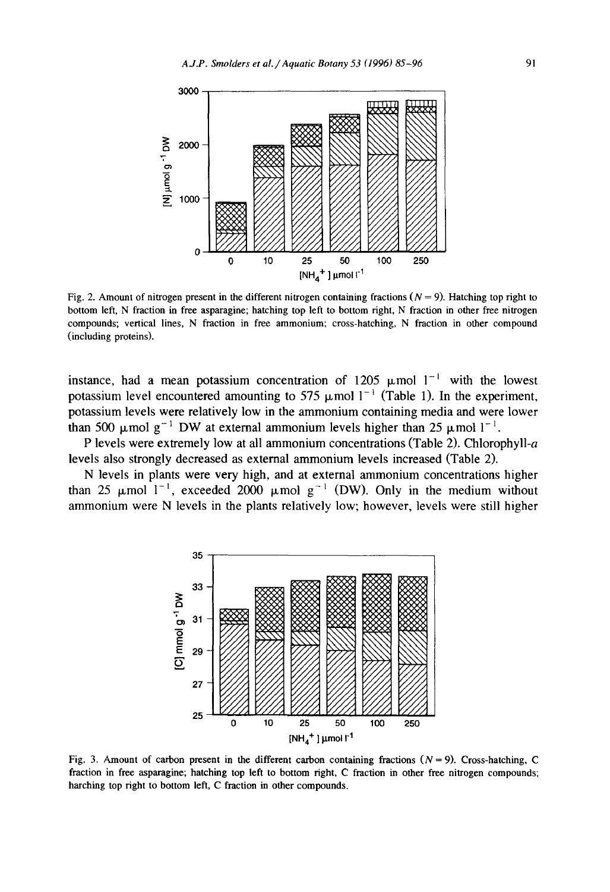Fig. 2. Amount of nitrogen present in the different nitrogen containing fractions ($N = 9$). Hatching top right to bottom left, N fraction in free asparagine; hatching top left to bottom right, N fraction in other free nitrogen compounds; vertical lines, N fraction in free ammonium; cross-hatching, N fraction in other compound (including proteins).

instance, had a mean potassium concentration of 1205 μmol $l^{-1}$ with the lowest potassium level encountered amounting to 575 μmol $l^{-1}$ (Table 1). In the experiment, potassium levels were relatively low in the ammonium containing media and were lower than 500 μmol $g^{-1}$ DW at external ammonium levels higher than 25 μmol $l^{-1}$.

P levels were extremely low at all ammonium concentrations (Table 2). Chlorophyll-*a* levels also strongly decreased as external ammonium levels increased (Table 2).

N levels in plants were very high, and at external ammonium concentrations higher than 25 μmol $l^{-1}$, exceeded 2000 μmol $g^{-1}$ (DW). Only in the medium without ammonium were N levels in the plants relatively low; however, levels were still higher

Fig. 3. Amount of carbon present in the different carbon containing fractions ($N = 9$). Cross-hatching, C fraction in free asparagine; hatching top left to bottom right, C fraction in other free nitrogen compounds; harching top right to bottom left, C fraction in other compounds.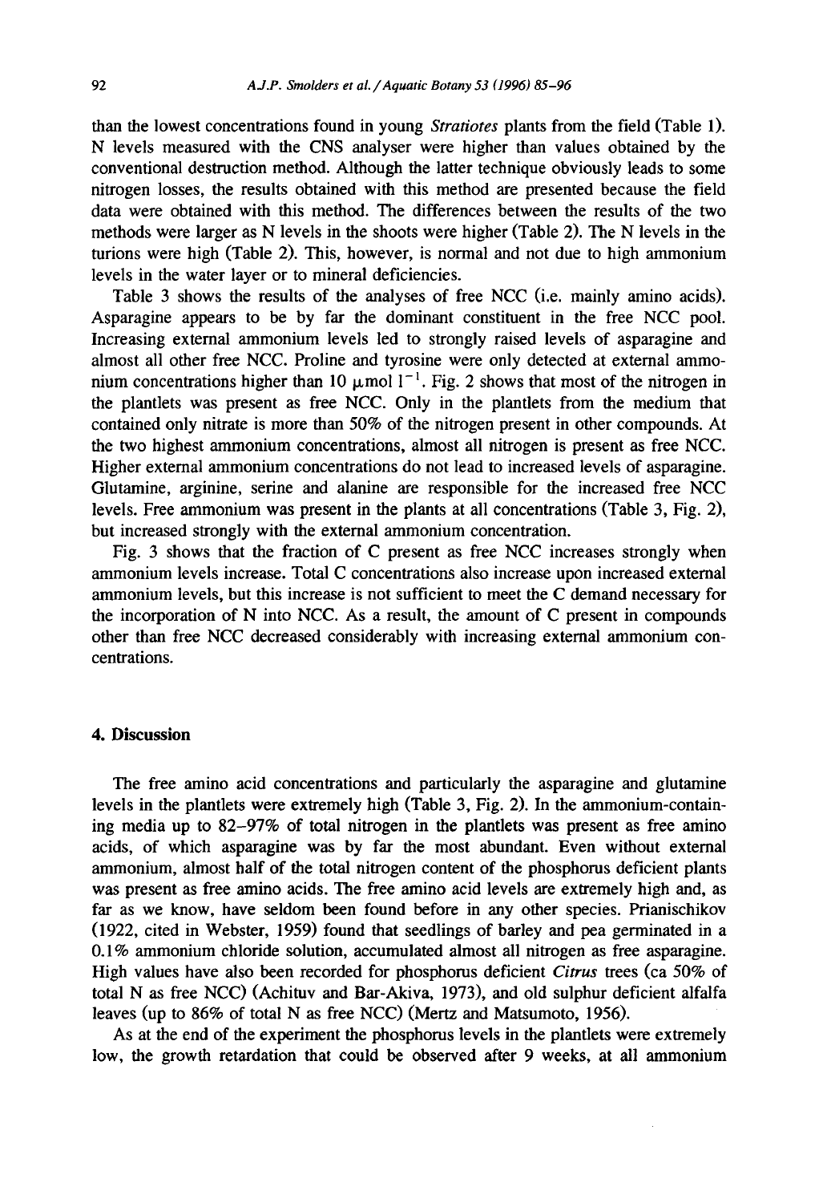than the lowest concentrations found in young *Stratiotes* plants from the field (Table 1). N levels measured with the CNS analyser were higher than values obtained by the conventional destruction method. Although the latter technique obviously leads to some nitrogen losses, the results obtained with this method are presented because the field data were obtained with this method. The differences between the results of the two methods were larger as N levels in the shoots were higher (Table 2). The N levels in the turions were high (Table 2). This, however, is normal and not due to high ammonium levels in the water layer or to mineral deficiencies.

Table 3 shows the results of the analyses of free NCC (i.e. mainly amino acids). Asparagine appears to be by far the dominant constituent in the free NCC pool. Increasing external ammonium levels led to strongly raised levels of asparagine and almost all other free NCC. Proline and tyrosine were only detected at external ammonium concentrations higher than 10 $\mu$mol $l^{-1}$. Fig. 2 shows that most of the nitrogen in the plantlets was present as free NCC. Only in the plantlets from the medium that contained only nitrate is more than 50% of the nitrogen present in other compounds. At the two highest ammonium concentrations, almost all nitrogen is present as free NCC. Higher external ammonium concentrations do not lead to increased levels of asparagine. Glutamine, arginine, serine and alanine are responsible for the increased free NCC levels. Free ammonium was present in the plants at all concentrations (Table 3, Fig. 2), but increased strongly with the external ammonium concentration.

Fig. 3 shows that the fraction of C present as free NCC increases strongly when ammonium levels increase. Total C concentrations also increase upon increased external ammonium levels, but this increase is not sufficient to meet the C demand necessary for the incorporation of N into NCC. As a result, the amount of C present in compounds other than free NCC decreased considerably with increasing external ammonium concentrations.

## 4. Discussion

The free amino acid concentrations and particularly the asparagine and glutamine levels in the plantlets were extremely high (Table 3, Fig. 2). In the ammonium-containing media up to 82–97% of total nitrogen in the plantlets was present as free amino acids, of which asparagine was by far the most abundant. Even without external ammonium, almost half of the total nitrogen content of the phosphorus deficient plants was present as free amino acids. The free amino acid levels are extremely high and, as far as we know, have seldom been found before in any other species. Prianischikov (1922, cited in Webster, 1959) found that seedlings of barley and pea germinated in a 0.1% ammonium chloride solution, accumulated almost all nitrogen as free asparagine. High values have also been recorded for phosphorus deficient *Citrus* trees (ca 50% of total N as free NCC) (Achituv and Bar-Akiva, 1973), and old sulphur deficient alfalfa leaves (up to 86% of total N as free NCC) (Mertz and Matsumoto, 1956).

As at the end of the experiment the phosphorus levels in the plantlets were extremely low, the growth retardation that could be observed after 9 weeks, at all ammonium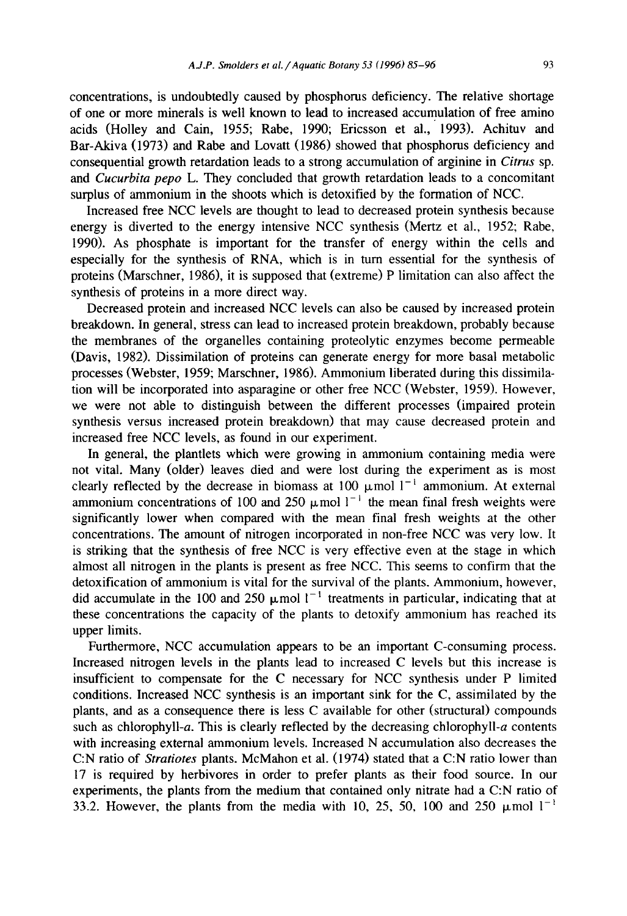concentrations, is undoubtedly caused by phosphorus deficiency. The relative shortage of one or more minerals is well known to lead to increased accumulation of free amino acids (Holley and Cain, 1955; Rabe, 1990; Ericsson et al., 1993). Achituv and Bar-Akiva (1973) and Rabe and Lovatt (1986) showed that phosphorus deficiency and consequential growth retardation leads to a strong accumulation of arginine in *Citrus* sp. and *Cucurbita pepo* L. They concluded that growth retardation leads to a concomitant surplus of ammonium in the shoots which is detoxified by the formation of NCC.

Increased free NCC levels are thought to lead to decreased protein synthesis because energy is diverted to the energy intensive NCC synthesis (Mertz et al., 1952; Rabe, 1990). As phosphate is important for the transfer of energy within the cells and especially for the synthesis of RNA, which is in turn essential for the synthesis of proteins (Marschner, 1986), it is supposed that (extreme) P limitation can also affect the synthesis of proteins in a more direct way.

Decreased protein and increased NCC levels can also be caused by increased protein breakdown. In general, stress can lead to increased protein breakdown, probably because the membranes of the organelles containing proteolytic enzymes become permeable (Davis, 1982). Dissimilation of proteins can generate energy for more basal metabolic processes (Webster, 1959; Marschner, 1986). Ammonium liberated during this dissimilation will be incorporated into asparagine or other free NCC (Webster, 1959). However, we were not able to distinguish between the different processes (impaired protein synthesis versus increased protein breakdown) that may cause decreased protein and increased free NCC levels, as found in our experiment.

In general, the plantlets which were growing in ammonium containing media were not vital. Many (older) leaves died and were lost during the experiment as is most clearly reflected by the decrease in biomass at 100 $\mu mol\ l^{-1}$ ammonium. At external ammonium concentrations of 100 and 250 $\mu mol\ l^{-1}$ the mean final fresh weights were significantly lower when compared with the mean final fresh weights at the other concentrations. The amount of nitrogen incorporated in non-free NCC was very low. It is striking that the synthesis of free NCC is very effective even at the stage in which almost all nitrogen in the plants is present as free NCC. This seems to confirm that the detoxification of ammonium is vital for the survival of the plants. Ammonium, however, did accumulate in the 100 and 250 $\mu mol\ l^{-1}$ treatments in particular, indicating that at these concentrations the capacity of the plants to detoxify ammonium has reached its upper limits.

Furthermore, NCC accumulation appears to be an important C-consuming process. Increased nitrogen levels in the plants lead to increased C levels but this increase is insufficient to compensate for the C necessary for NCC synthesis under P limited conditions. Increased NCC synthesis is an important sink for the C, assimilated by the plants, and as a consequence there is less C available for other (structural) compounds such as chlorophyll-*a*. This is clearly reflected by the decreasing chlorophyll-*a* contents with increasing external ammonium levels. Increased N accumulation also decreases the C:N ratio of *Stratiotes* plants. McMahon et al. (1974) stated that a C:N ratio lower than 17 is required by herbivores in order to prefer plants as their food source. In our experiments, the plants from the medium that contained only nitrate had a C:N ratio of 33.2. However, the plants from the media with 10, 25, 50, 100 and 250 $\mu mol\ l^{-1}$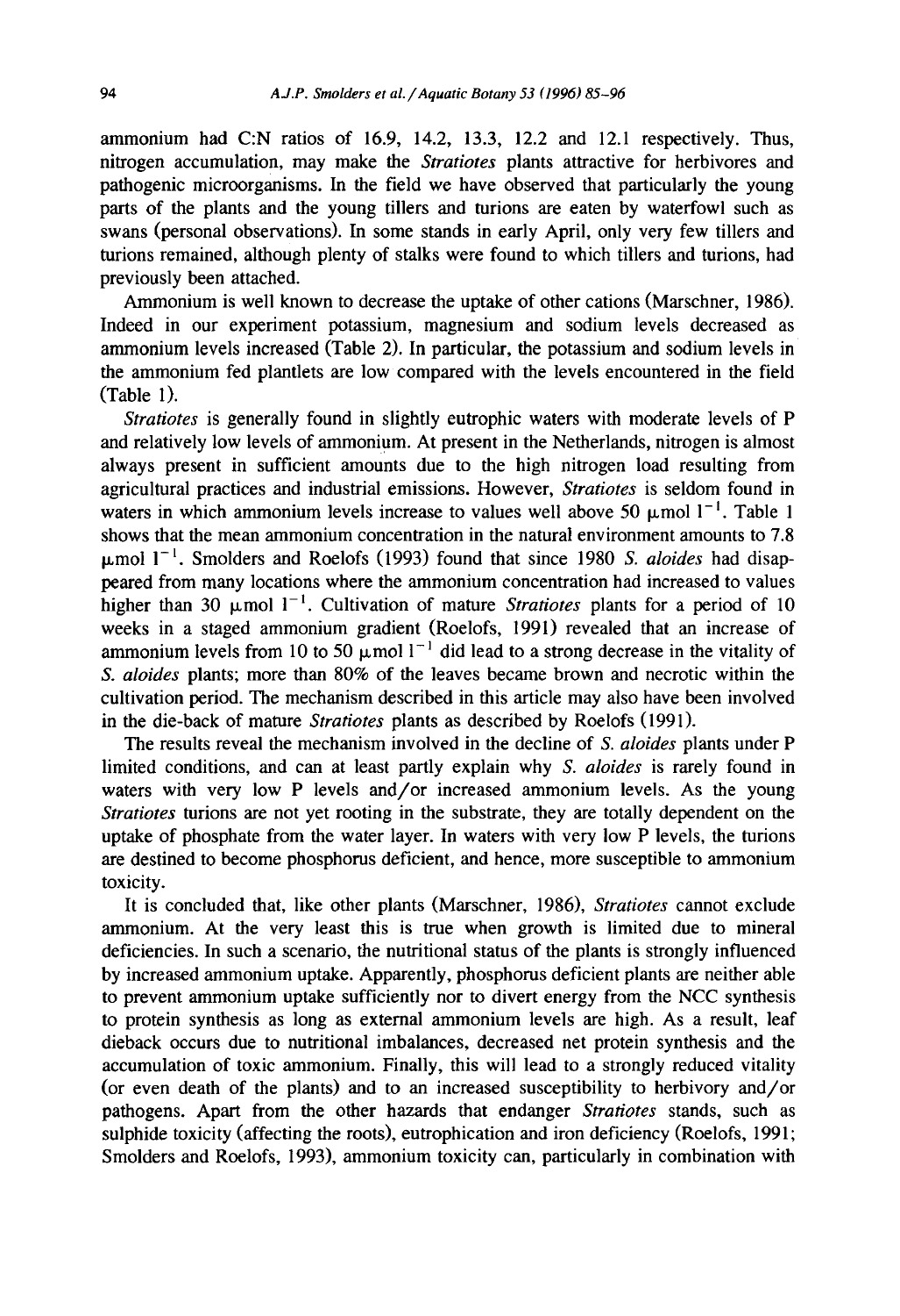ammonium had C:N ratios of 16.9, 14.2, 13.3, 12.2 and 12.1 respectively. Thus, nitrogen accumulation, may make the *Stratiotes* plants attractive for herbivores and pathogenic microorganisms. In the field we have observed that particularly the young parts of the plants and the young tillers and turions are eaten by waterfowl such as swans (personal observations). In some stands in early April, only very few tillers and turions remained, although plenty of stalks were found to which tillers and turions, had previously been attached.

Ammonium is well known to decrease the uptake of other cations (Marschner, 1986). Indeed in our experiment potassium, magnesium and sodium levels decreased as ammonium levels increased (Table 2). In particular, the potassium and sodium levels in the ammonium fed plantlets are low compared with the levels encountered in the field (Table 1).

*Stratiotes* is generally found in slightly eutrophic waters with moderate levels of P and relatively low levels of ammonium. At present in the Netherlands, nitrogen is almost always present in sufficient amounts due to the high nitrogen load resulting from agricultural practices and industrial emissions. However, *Stratiotes* is seldom found in waters in which ammonium levels increase to values well above 50 $\mu$mol $l^{-1}$. Table 1 shows that the mean ammonium concentration in the natural environment amounts to 7.8 $\mu$mol $l^{-1}$. Smolders and Roelofs (1993) found that since 1980 *S. aloides* had disappeared from many locations where the ammonium concentration had increased to values higher than 30 $\mu$mol $l^{-1}$. Cultivation of mature *Stratiotes* plants for a period of 10 weeks in a staged ammonium gradient (Roelofs, 1991) revealed that an increase of ammonium levels from 10 to 50 $\mu$mol $l^{-1}$ did lead to a strong decrease in the vitality of *S. aloides* plants; more than 80% of the leaves became brown and necrotic within the cultivation period. The mechanism described in this article may also have been involved in the die-back of mature *Stratiotes* plants as described by Roelofs (1991).

The results reveal the mechanism involved in the decline of *S. aloides* plants under P limited conditions, and can at least partly explain why *S. aloides* is rarely found in waters with very low P levels and/or increased ammonium levels. As the young *Stratiotes* turions are not yet rooting in the substrate, they are totally dependent on the uptake of phosphate from the water layer. In waters with very low P levels, the turions are destined to become phosphorus deficient, and hence, more susceptible to ammonium toxicity.

It is concluded that, like other plants (Marschner, 1986), *Stratiotes* cannot exclude ammonium. At the very least this is true when growth is limited due to mineral deficiencies. In such a scenario, the nutritional status of the plants is strongly influenced by increased ammonium uptake. Apparently, phosphorus deficient plants are neither able to prevent ammonium uptake sufficiently nor to divert energy from the NCC synthesis to protein synthesis as long as external ammonium levels are high. As a result, leaf dieback occurs due to nutritional imbalances, decreased net protein synthesis and the accumulation of toxic ammonium. Finally, this will lead to a strongly reduced vitality (or even death of the plants) and to an increased susceptibility to herbivory and/or pathogens. Apart from the other hazards that endanger *Stratiotes* stands, such as sulphide toxicity (affecting the roots), eutrophication and iron deficiency (Roelofs, 1991; Smolders and Roelofs, 1993), ammonium toxicity can, particularly in combination with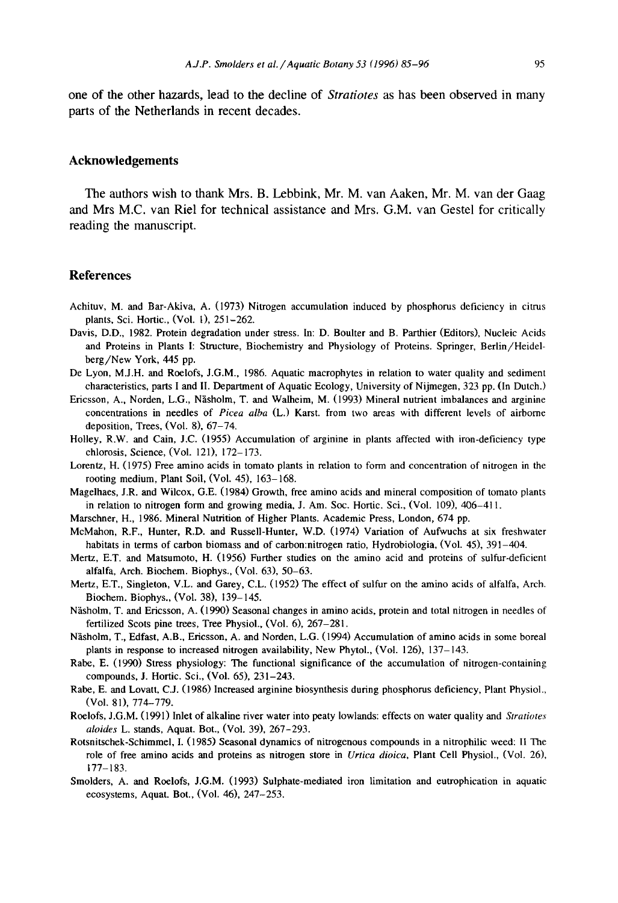one of the other hazards, lead to the decline of *Stratiotes* as has been observed in many parts of the Netherlands in recent decades.

## Acknowledgements

The authors wish to thank Mrs. B. Lebbink, Mr. M. van Aaken, Mr. M. van der Gaag and Mrs M.C. van Riel for technical assistance and Mrs. G.M. van Gestel for critically reading the manuscript.

## References

Achituv, M. and Bar-Akiva, A. (1973) Nitrogen accumulation induced by phosphorus deficiency in citrus plants, Sci. Hortic., (Vol. 1), 251–262.

Davis, D.D., 1982. Protein degradation under stress. In: D. Boulter and B. Parthier (Editors), Nucleic Acids and Proteins in Plants I: Structure, Biochemistry and Physiology of Proteins. Springer, Berlin/Heidelberg/New York, 445 pp.

De Lyon, M.J.H. and Roelofs, J.G.M., 1986. Aquatic macrophytes in relation to water quality and sediment characteristics, parts I and II. Department of Aquatic Ecology, University of Nijmegen, 323 pp. (In Dutch.)

Ericsson, A., Norden, L.G., Näsholm, T. and Walheim, M. (1993) Mineral nutrient imbalances and arginine concentrations in needles of *Picea alba* (L.) Karst. from two areas with different levels of airborne deposition, Trees, (Vol. 8), 67–74.

Holley, R.W. and Cain, J.C. (1955) Accumulation of arginine in plants affected with iron-deficiency type chlorosis, Science, (Vol. 121), 172–173.

Lorentz, H. (1975) Free amino acids in tomato plants in relation to form and concentration of nitrogen in the rooting medium, Plant Soil, (Vol. 45), 163–168.

Magelhaes, J.R. and Wilcox, G.E. (1984) Growth, free amino acids and mineral composition of tomato plants in relation to nitrogen form and growing media, J. Am. Soc. Hortic. Sci., (Vol. 109), 406–411.

Marschner, H., 1986. Mineral Nutrition of Higher Plants. Academic Press, London, 674 pp.

McMahon, R.F., Hunter, R.D. and Russell-Hunter, W.D. (1974) Variation of Aufwuchs at six freshwater habitats in terms of carbon biomass and of carbon:nitrogen ratio, Hydrobiologia, (Vol. 45), 391–404.

Mertz, E.T. and Matsumoto, H. (1956) Further studies on the amino acid and proteins of sulfur-deficient alfalfa, Arch. Biochem. Biophys., (Vol. 63), 50–63.

Mertz, E.T., Singleton, V.L. and Garey, C.L. (1952) The effect of sulfur on the amino acids of alfalfa, Arch. Biochem. Biophys., (Vol. 38), 139–145.

Näsholm, T. and Ericsson, A. (1990) Seasonal changes in amino acids, protein and total nitrogen in needles of fertilized Scots pine trees, Tree Physiol., (Vol. 6), 267–281.

Näsholm, T., Edfast, A.B., Ericsson, A. and Norden, L.G. (1994) Accumulation of amino acids in some boreal plants in response to increased nitrogen availability, New Phytol., (Vol. 126), 137–143.

Rabe, E. (1990) Stress physiology: The functional significance of the accumulation of nitrogen-containing compounds, J. Hortic. Sci., (Vol. 65), 231–243.

Rabe, E. and Lovatt, C.J. (1986) Increased arginine biosynthesis during phosphorus deficiency, Plant Physiol., (Vol. 81), 774–779.

Roelofs, J.G.M. (1991) Inlet of alkaline river water into peaty lowlands: effects on water quality and *Stratiotes aloides* L. stands, Aquat. Bot., (Vol. 39), 267–293.

Rotsnitschek-Schimmel, I. (1985) Seasonal dynamics of nitrogenous compounds in a nitrophilic weed: II The role of free amino acids and proteins as nitrogen store in *Urtica dioica*, Plant Cell Physiol., (Vol. 26), 177–183.

Smolders, A. and Roelofs, J.G.M. (1993) Sulphate-mediated iron limitation and eutrophication in aquatic ecosystems, Aquat. Bot., (Vol. 46), 247–253.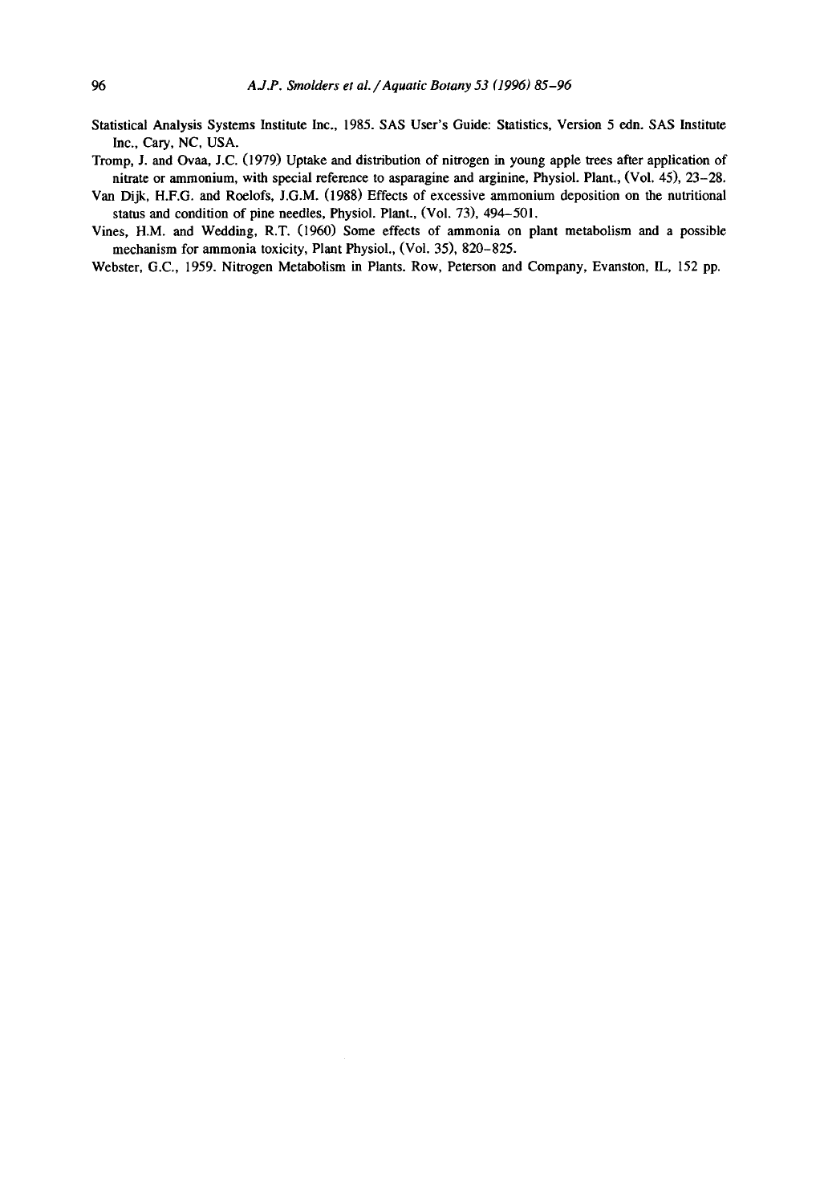Statistical Analysis Systems Institute Inc., 1985. SAS User's Guide: Statistics, Version 5 edn. SAS Institute Inc., Cary, NC, USA.

Tromp, J. and Ovaa, J.C. (1979) Uptake and distribution of nitrogen in young apple trees after application of nitrate or ammonium, with special reference to asparagine and arginine, Physiol. Plant., (Vol. 45), 23–28.

Van Dijk, H.F.G. and Roelofs, J.G.M. (1988) Effects of excessive ammonium deposition on the nutritional status and condition of pine needles, Physiol. Plant., (Vol. 73), 494–501.

Vines, H.M. and Wedding, R.T. (1960) Some effects of ammonia on plant metabolism and a possible mechanism for ammonia toxicity, Plant Physiol., (Vol. 35), 820–825.

Webster, G.C., 1959. Nitrogen Metabolism in Plants. Row, Peterson and Company, Evanston, IL, 152 pp.